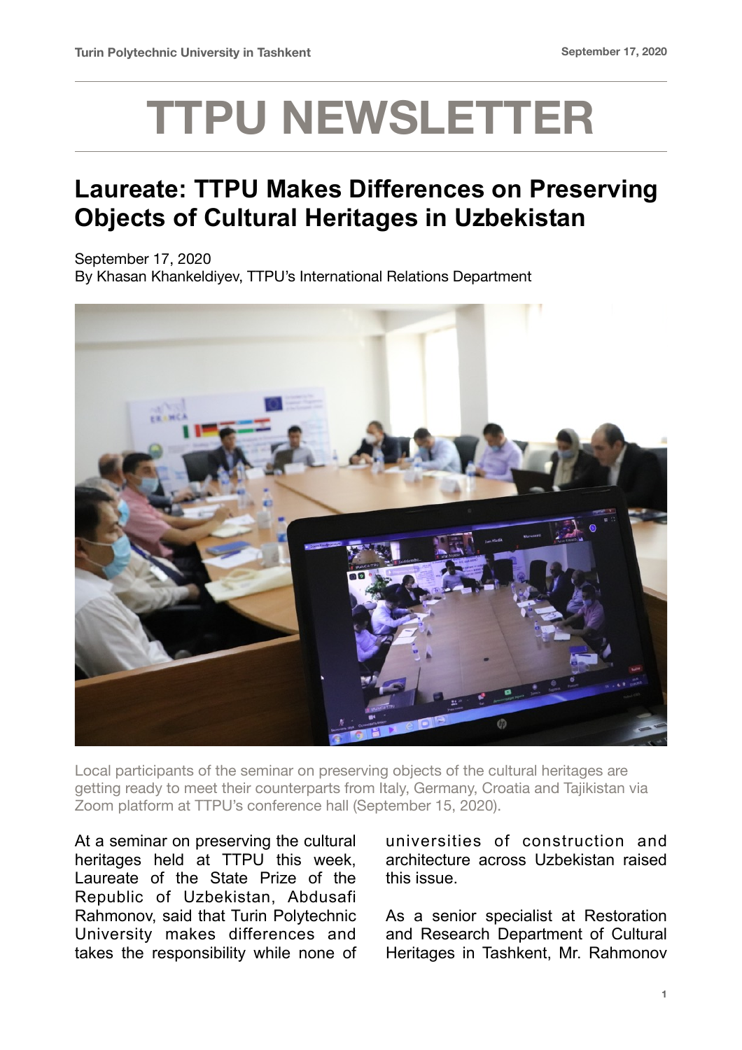# TTPU NEWSLETTER

## Laureate: TTPU Makes Differences on Preserving Objects of Cultural Heritages in Uzbekistan

September 17, 2020
By Khasan Khankeldiyev, TTPU's International Relations Department

Local participants of the seminar on preserving objects of the cultural heritages are getting ready to meet their counterparts from Italy, Germany, Croatia and Tajikistan via Zoom platform at TTPU's conference hall (September 15, 2020).

At a seminar on preserving the cultural heritages held at TTPU this week, Laureate of the State Prize of the Republic of Uzbekistan, Abdusafi Rahmonov, said that Turin Polytechnic University makes differences and takes the responsibility while none of universities of construction and architecture across Uzbekistan raised this issue.

As a senior specialist at Restoration and Research Department of Cultural Heritages in Tashkent, Mr. Rahmonov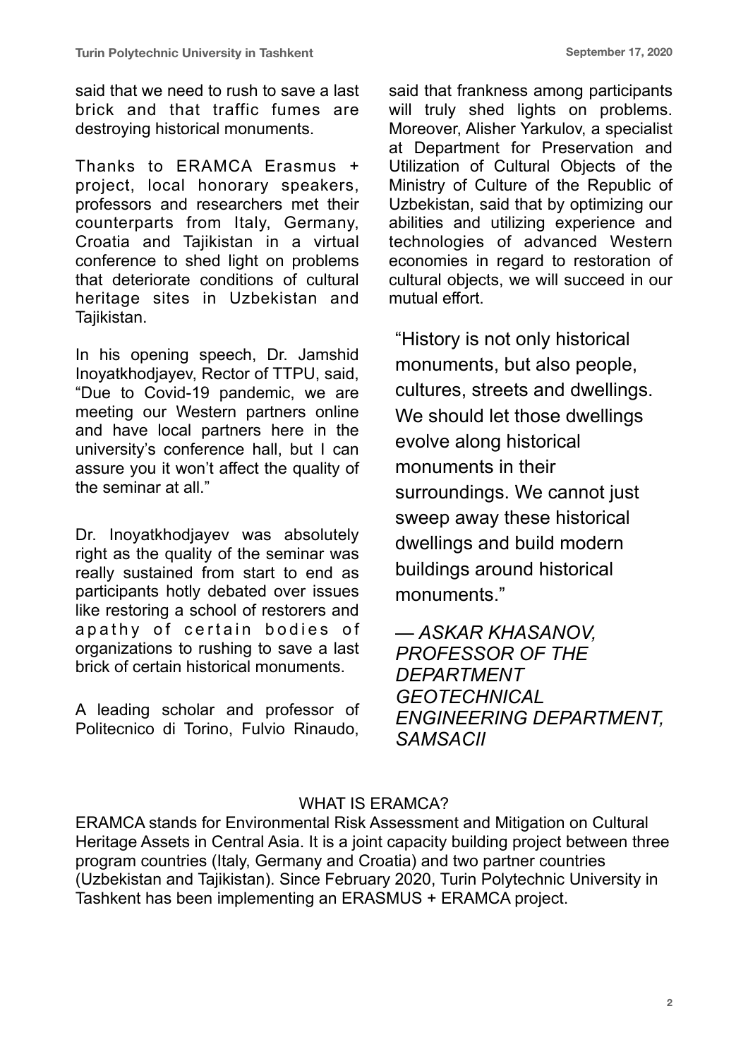said that we need to rush to save a last brick and that traffic fumes are destroying historical monuments.

Thanks to ERAMCA Erasmus + project, local honorary speakers, professors and researchers met their counterparts from Italy, Germany, Croatia and Tajikistan in a virtual conference to shed light on problems that deteriorate conditions of cultural heritage sites in Uzbekistan and Tajikistan.

In his opening speech, Dr. Jamshid Inoyatkhodjayev, Rector of TTPU, said, "Due to Covid-19 pandemic, we are meeting our Western partners online and have local partners here in the university's conference hall, but I can assure you it won't affect the quality of the seminar at all."

Dr. Inoyatkhodjayev was absolutely right as the quality of the seminar was really sustained from start to end as participants hotly debated over issues like restoring a school of restorers and apathy of certain bodies of organizations to rushing to save a last brick of certain historical monuments.

A leading scholar and professor of Politecnico di Torino, Fulvio Rinaudo, said that frankness among participants will truly shed lights on problems. Moreover, Alisher Yarkulov, a specialist at Department for Preservation and Utilization of Cultural Objects of the Ministry of Culture of the Republic of Uzbekistan, said that by optimizing our abilities and utilizing experience and technologies of advanced Western economies in regard to restoration of cultural objects, we will succeed in our mutual effort.

> "History is not only historical monuments, but also people, cultures, streets and dwellings. We should let those dwellings evolve along historical monuments in their surroundings. We cannot just sweep away these historical dwellings and build modern buildings around historical monuments."
>
> *— ASKAR KHASANOV, PROFESSOR OF THE DEPARTMENT GEOTECHNICAL ENGINEERING DEPARTMENT, SAMSACII*

## WHAT IS ERAMCA?

ERAMCA stands for Environmental Risk Assessment and Mitigation on Cultural Heritage Assets in Central Asia. It is a joint capacity building project between three program countries (Italy, Germany and Croatia) and two partner countries (Uzbekistan and Tajikistan). Since February 2020, Turin Polytechnic University in Tashkent has been implementing an ERASMUS + ERAMCA project.